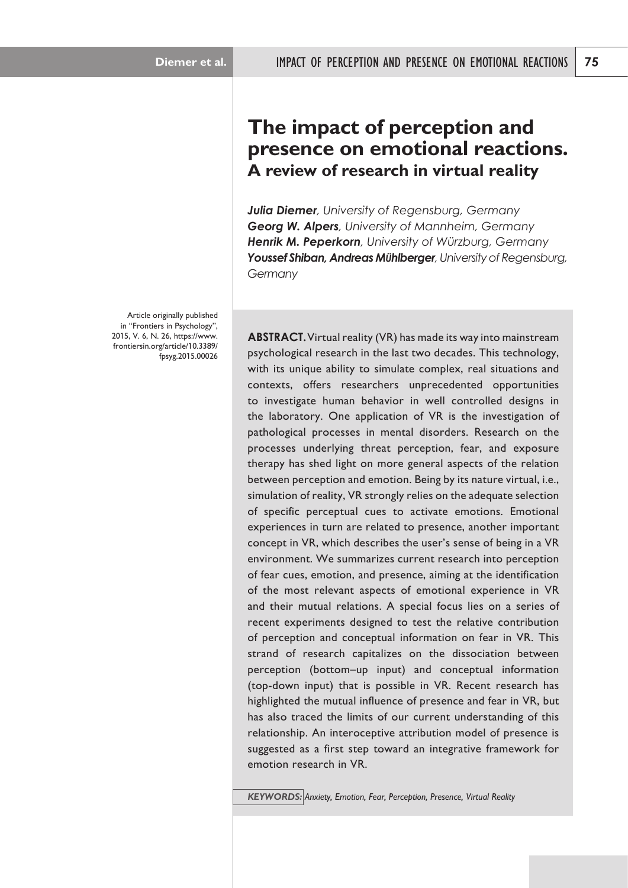# The impact of perception and presence on emotional reactions.
## A review of research in virtual reality

***Julia Diemer**, University of Regensburg, Germany*
***Georg W. Alpers**, University of Mannheim, Germany*
***Henrik M. Peperkorn**, University of Würzburg, Germany*
***Youssef Shiban, Andreas Mühlberger**, University of Regensburg, Germany*

Article originally published in "Frontiers in Psychology", 2015, V. 6, N. 26, https://www.frontiersin.org/article/10.3389/fpsyg.2015.00026

**ABSTRACT.** Virtual reality (VR) has made its way into mainstream psychological research in the last two decades. This technology, with its unique ability to simulate complex, real situations and contexts, offers researchers unprecedented opportunities to investigate human behavior in well controlled designs in the laboratory. One application of VR is the investigation of pathological processes in mental disorders. Research on the processes underlying threat perception, fear, and exposure therapy has shed light on more general aspects of the relation between perception and emotion. Being by its nature virtual, i.e., simulation of reality, VR strongly relies on the adequate selection of specific perceptual cues to activate emotions. Emotional experiences in turn are related to presence, another important concept in VR, which describes the user's sense of being in a VR environment. We summarizes current research into perception of fear cues, emotion, and presence, aiming at the identification of the most relevant aspects of emotional experience in VR and their mutual relations. A special focus lies on a series of recent experiments designed to test the relative contribution of perception and conceptual information on fear in VR. This strand of research capitalizes on the dissociation between perception (bottom–up input) and conceptual information (top-down input) that is possible in VR. Recent research has highlighted the mutual influence of presence and fear in VR, but has also traced the limits of our current understanding of this relationship. An interoceptive attribution model of presence is suggested as a first step toward an integrative framework for emotion research in VR.

***KEYWORDS:** Anxiety, Emotion, Fear, Perception, Presence, Virtual Reality*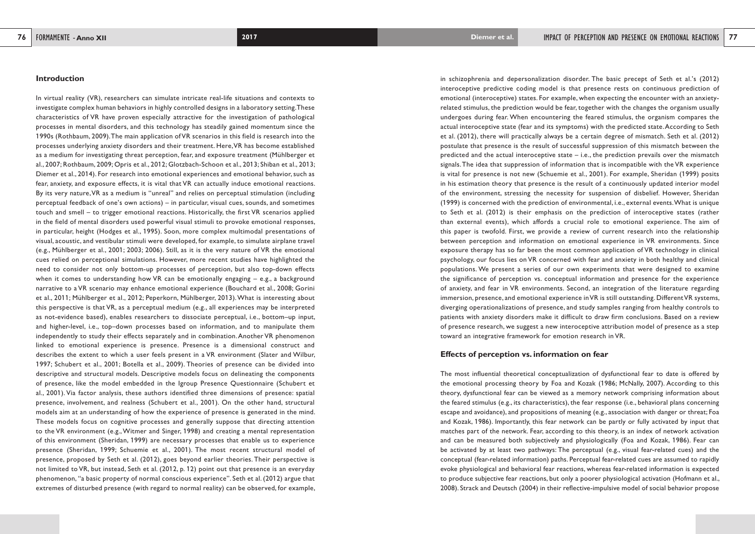## Introduction

In virtual reality (VR), researchers can simulate intricate real-life situations and contexts to investigate complex human behaviors in highly controlled designs in a laboratory setting. These characteristics of VR have proven especially attractive for the investigation of pathological processes in mental disorders, and this technology has steadily gained momentum since the 1990s (Rothbaum, 2009). The main application of VR scenarios in this field is research into the processes underlying anxiety disorders and their treatment. Here, VR has become established as a medium for investigating threat perception, fear, and exposure treatment (Mühlberger et al., 2007; Rothbaum, 2009; Opris et al., 2012; Glotzbach-Schoon et al., 2013; Shiban et al., 2013; Diemer et al., 2014). For research into emotional experiences and emotional behavior, such as fear, anxiety, and exposure effects, it is vital that VR can actually induce emotional reactions. By its very nature, VR as a medium is "unreal" and relies on perceptual stimulation (including perceptual feedback of one's own actions) – in particular, visual cues, sounds, and sometimes touch and smell – to trigger emotional reactions. Historically, the first VR scenarios applied in the field of mental disorders used powerful visual stimuli to provoke emotional responses, in particular, height (Hodges et al., 1995). Soon, more complex multimodal presentations of visual, acoustic, and vestibular stimuli were developed, for example, to simulate airplane travel (e.g., Mühlberger et al., 2001; 2003; 2006). Still, as it is the very nature of VR the emotional cues relied on perceptional simulations. However, more recent studies have highlighted the need to consider not only bottom-up processes of perception, but also top-down effects when it comes to understanding how VR can be emotionally engaging – e.g., a background narrative to a VR scenario may enhance emotional experience (Bouchard et al., 2008; Gorini et al., 2011; Mühlberger et al., 2012; Peperkorn, Mühlberger, 2013). What is interesting about this perspective is that VR, as a perceptual medium (e.g., all experiences may be interpreted as not-evidence based), enables researchers to dissociate perceptual, i.e., bottom–up input, and higher-level, i.e., top–down processes based on information, and to manipulate them independently to study their effects separately and in combination. Another VR phenomenon linked to emotional experience is presence. Presence is a dimensional construct and describes the extent to which a user feels present in a VR environment (Slater and Wilbur, 1997; Schubert et al., 2001; Botella et al., 2009). Theories of presence can be divided into descriptive and structural models. Descriptive models focus on delineating the components of presence, like the model embedded in the Igroup Presence Questionnaire (Schubert et al., 2001). Via factor analysis, these authors identified three dimensions of presence: spatial presence, involvement, and realness (Schubert et al., 2001). On the other hand, structural models aim at an understanding of how the experience of presence is generated in the mind. These models focus on cognitive processes and generally suppose that directing attention to the VR environment (e.g., Witmer and Singer, 1998) and creating a mental representation of this environment (Sheridan, 1999) are necessary processes that enable us to experience presence (Sheridan, 1999; Schuemie et al., 2001). The most recent structural model of presence, proposed by Seth et al. (2012), goes beyond earlier theories. Their perspective is not limited to VR, but instead, Seth et al. (2012, p. 12) point out that presence is an everyday phenomenon, "a basic property of normal conscious experience". Seth et al. (2012) argue that extremes of disturbed presence (with regard to normal reality) can be observed, for example, in schizophrenia and depersonalization disorder. The basic precept of Seth et al.'s (2012) interoceptive predictive coding model is that presence rests on continuous prediction of emotional (interoceptive) states. For example, when expecting the encounter with an anxiety-related stimulus, the prediction would be fear, together with the changes the organism usually undergoes during fear. When encountering the feared stimulus, the organism compares the actual interoceptive state (fear and its symptoms) with the predicted state. According to Seth et al. (2012), there will practically always be a certain degree of mismatch. Seth et al. (2012) postulate that presence is the result of successful suppression of this mismatch between the predicted and the actual interoceptive state – i.e., the prediction prevails over the mismatch signals. The idea that suppression of information that is incompatible with the VR experience is vital for presence is not new (Schuemie et al., 2001). For example, Sheridan (1999) posits in his estimation theory that presence is the result of a continuously updated interior model of the environment, stressing the necessity for suspension of disbelief. However, Sheridan (1999) is concerned with the prediction of environmental, i.e., external events. What is unique to Seth et al. (2012) is their emphasis on the prediction of interoceptive states (rather than external events), which affords a crucial role to emotional experience. The aim of this paper is twofold. First, we provide a review of current research into the relationship between perception and information on emotional experience in VR environments. Since exposure therapy has so far been the most common application of VR technology in clinical psychology, our focus lies on VR concerned with fear and anxiety in both healthy and clinical populations. We present a series of our own experiments that were designed to examine the significance of perception vs. conceptual information and presence for the experience of anxiety, and fear in VR environments. Second, an integration of the literature regarding immersion, presence, and emotional experience in VR is still outstanding. Different VR systems, diverging operationalizations of presence, and study samples ranging from healthy controls to patients with anxiety disorders make it difficult to draw firm conclusions. Based on a review of presence research, we suggest a new interoceptive attribution model of presence as a step toward an integrative framework for emotion research in VR.

## Effects of perception vs. information on fear

The most influential theoretical conceptualization of dysfunctional fear to date is offered by the emotional processing theory by Foa and Kozak (1986; McNally, 2007). According to this theory, dysfunctional fear can be viewed as a memory network comprising information about the feared stimulus (e.g., its characteristics), the fear response (i.e., behavioral plans concerning escape and avoidance), and propositions of meaning (e.g., association with danger or threat; Foa and Kozak, 1986). Importantly, this fear network can be partly or fully activated by input that matches part of the network. Fear, according to this theory, is an index of network activation and can be measured both subjectively and physiologically (Foa and Kozak, 1986). Fear can be activated by at least two pathways: The perceptual (e.g., visual fear-related cues) and the conceptual (fear-related information) paths. Perceptual fear-related cues are assumed to rapidly evoke physiological and behavioral fear reactions, whereas fear-related information is expected to produce subjective fear reactions, but only a poorer physiological activation (Hofmann et al., 2008). Strack and Deutsch (2004) in their reflective-impulsive model of social behavior propose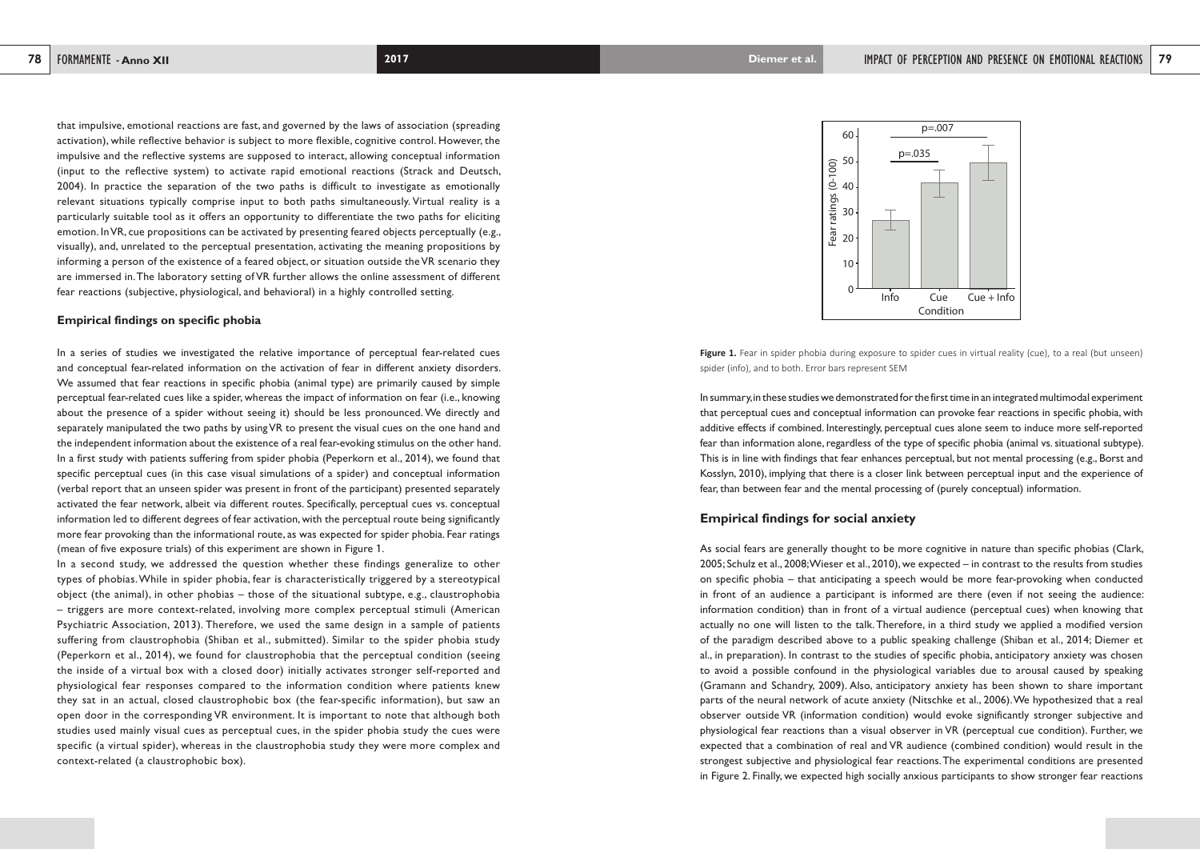that impulsive, emotional reactions are fast, and governed by the laws of association (spreading activation), while reflective behavior is subject to more flexible, cognitive control. However, the impulsive and the reflective systems are supposed to interact, allowing conceptual information (input to the reflective system) to activate rapid emotional reactions (Strack and Deutsch, 2004). In practice the separation of the two paths is difficult to investigate as emotionally relevant situations typically comprise input to both paths simultaneously. Virtual reality is a particularly suitable tool as it offers an opportunity to differentiate the two paths for eliciting emotion. In VR, cue propositions can be activated by presenting feared objects perceptually (e.g., visually), and, unrelated to the perceptual presentation, activating the meaning propositions by informing a person of the existence of a feared object, or situation outside the VR scenario they are immersed in. The laboratory setting of VR further allows the online assessment of different fear reactions (subjective, physiological, and behavioral) in a highly controlled setting.

### Empirical findings on specific phobia

In a series of studies we investigated the relative importance of perceptual fear-related cues and conceptual fear-related information on the activation of fear in different anxiety disorders. We assumed that fear reactions in specific phobia (animal type) are primarily caused by simple perceptual fear-related cues like a spider, whereas the impact of information on fear (i.e., knowing about the presence of a spider without seeing it) should be less pronounced. We directly and separately manipulated the two paths by using VR to present the visual cues on the one hand and the independent information about the existence of a real fear-evoking stimulus on the other hand. In a first study with patients suffering from spider phobia (Peperkorn et al., 2014), we found that specific perceptual cues (in this case visual simulations of a spider) and conceptual information (verbal report that an unseen spider was present in front of the participant) presented separately activated the fear network, albeit via different routes. Specifically, perceptual cues vs. conceptual information led to different degrees of fear activation, with the perceptual route being significantly more fear provoking than the informational route, as was expected for spider phobia. Fear ratings (mean of five exposure trials) of this experiment are shown in Figure 1.

In a second study, we addressed the question whether these findings generalize to other types of phobias. While in spider phobia, fear is characteristically triggered by a stereotypical object (the animal), in other phobias – those of the situational subtype, e.g., claustrophobia – triggers are more context-related, involving more complex perceptual stimuli (American Psychiatric Association, 2013). Therefore, we used the same design in a sample of patients suffering from claustrophobia (Shiban et al., submitted). Similar to the spider phobia study (Peperkorn et al., 2014), we found for claustrophobia that the perceptual condition (seeing the inside of a virtual box with a closed door) initially activates stronger self-reported and physiological fear responses compared to the information condition where patients knew they sat in an actual, closed claustrophobic box (the fear-specific information), but saw an open door in the corresponding VR environment. It is important to note that although both studies used mainly visual cues as perceptual cues, in the spider phobia study the cues were specific (a virtual spider), whereas in the claustrophobia study they were more complex and context-related (a claustrophobic box).

**Figure 1.** Fear in spider phobia during exposure to spider cues in virtual reality (cue), to a real (but unseen) spider (info), and to both. Error bars represent SEM

In summary, in these studies we demonstrated for the first time in an integrated multimodal experiment that perceptual cues and conceptual information can provoke fear reactions in specific phobia, with additive effects if combined. Interestingly, perceptual cues alone seem to induce more self-reported fear than information alone, regardless of the type of specific phobia (animal vs. situational subtype). This is in line with findings that fear enhances perceptual, but not mental processing (e.g., Borst and Kosslyn, 2010), implying that there is a closer link between perceptual input and the experience of fear, than between fear and the mental processing of (purely conceptual) information.

### Empirical findings for social anxiety

As social fears are generally thought to be more cognitive in nature than specific phobias (Clark, 2005; Schulz et al., 2008; Wieser et al., 2010), we expected – in contrast to the results from studies on specific phobia – that anticipating a speech would be more fear-provoking when conducted in front of an audience a participant is informed are there (even if not seeing the audience: information condition) than in front of a virtual audience (perceptual cues) when knowing that actually no one will listen to the talk. Therefore, in a third study we applied a modified version of the paradigm described above to a public speaking challenge (Shiban et al., 2014; Diemer et al., in preparation). In contrast to the studies of specific phobia, anticipatory anxiety was chosen to avoid a possible confound in the physiological variables due to arousal caused by speaking (Gramann and Schandry, 2009). Also, anticipatory anxiety has been shown to share important parts of the neural network of acute anxiety (Nitschke et al., 2006). We hypothesized that a real observer outside VR (information condition) would evoke significantly stronger subjective and physiological fear reactions than a visual observer in VR (perceptual cue condition). Further, we expected that a combination of real and VR audience (combined condition) would result in the strongest subjective and physiological fear reactions. The experimental conditions are presented in Figure 2. Finally, we expected high socially anxious participants to show stronger fear reactions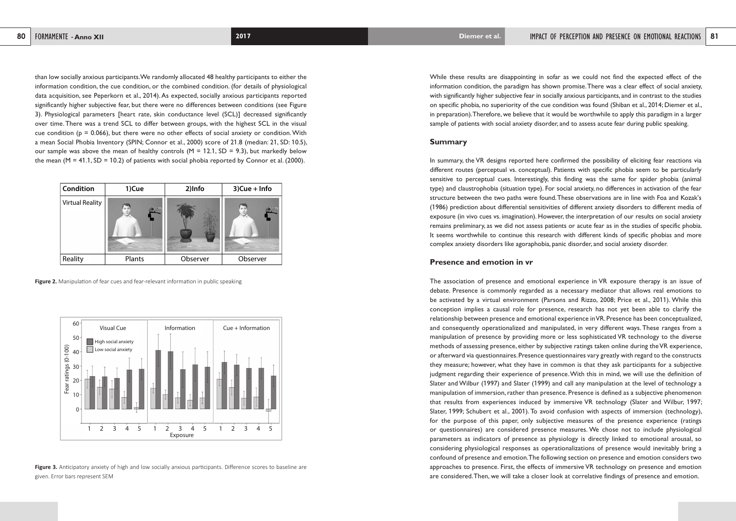than low socially anxious participants. We randomly allocated 48 healthy participants to either the information condition, the cue condition, or the combined condition. (for details of physiological data acquisition, see Peperkorn et al., 2014). As expected, socially anxious participants reported significantly higher subjective fear, but there were no differences between conditions (see Figure 3). Physiological parameters [heart rate, skin conductance level (SCL)] decreased significantly over time. There was a trend SCL to differ between groups, with the highest SCL in the visual cue condition ($p = 0.066$), but there were no other effects of social anxiety or condition. With a mean Social Phobia Inventory (SPIN; Connor et al., 2000) score of 21.8 (median: 21, SD: 10.5), our sample was above the mean of healthy controls ($M = 12.1$, $SD = 9.3$), but markedly below the mean ($M = 41.1$, $SD = 10.2$) of patients with social phobia reported by Connor et al. (2000).

| Condition | 1)Cue | 2)Info | 3)Cue + Info |
|---|---|---|---|
| Virtual Reality | | | |
| Reality | Plants | Observer | Observer |

**Figure 2.** Manipulation of fear cues and fear-relevant information in public speaking

**Figure 3.** Anticipatory anxiety of high and low socially anxious participants. Difference scores to baseline are given. Error bars represent SEM

While these results are disappointing in sofar as we could not find the expected effect of the information condition, the paradigm has shown promise. There was a clear effect of social anxiety, with significantly higher subjective fear in socially anxious participants, and in contrast to the studies on specific phobia, no superiority of the cue condition was found (Shiban et al., 2014; Diemer et al., in preparation). Therefore, we believe that it would be worthwhile to apply this paradigm in a larger sample of patients with social anxiety disorder, and to assess acute fear during public speaking.

## Summary

In summary, the VR designs reported here confirmed the possibility of eliciting fear reactions via different routes (perceptual vs. conceptual). Patients with specific phobia seem to be particularly sensitive to perceptual cues. Interestingly, this finding was the same for spider phobia (animal type) and claustrophobia (situation type). For social anxiety, no differences in activation of the fear structure between the two paths were found. These observations are in line with Foa and Kozak's (1986) prediction about differential sensitivities of different anxiety disorders to different media of exposure (in vivo cues vs. imagination). However, the interpretation of our results on social anxiety remains preliminary, as we did not assess patients or acute fear as in the studies of specific phobia. It seems worthwhile to continue this research with different kinds of specific phobias and more complex anxiety disorders like agoraphobia, panic disorder, and social anxiety disorder.

## Presence and emotion in vr

The association of presence and emotional experience in VR exposure therapy is an issue of debate. Presence is commonly regarded as a necessary mediator that allows real emotions to be activated by a virtual environment (Parsons and Rizzo, 2008; Price et al., 2011). While this conception implies a causal role for presence, research has not yet been able to clarify the relationship between presence and emotional experience in VR. Presence has been conceptualized, and consequently operationalized and manipulated, in very different ways. These ranges from a manipulation of presence by providing more or less sophisticated VR technology to the diverse methods of assessing presence, either by subjective ratings taken online during the VR experience, or afterward via questionnaires. Presence questionnaires vary greatly with regard to the constructs they measure; however, what they have in common is that they ask participants for a subjective judgment regarding their experience of presence. With this in mind, we will use the definition of Slater and Wilbur (1997) and Slater (1999) and call any manipulation at the level of technology a manipulation of immersion, rather than presence. Presence is defined as a subjective phenomenon that results from experiences induced by immersive VR technology (Slater and Wilbur, 1997; Slater, 1999; Schubert et al., 2001). To avoid confusion with aspects of immersion (technology), for the purpose of this paper, only subjective measures of the presence experience (ratings or questionnaires) are considered presence measures. We chose not to include physiological parameters as indicators of presence as physiology is directly linked to emotional arousal, so considering physiological responses as operationalizations of presence would inevitably bring a confound of presence and emotion. The following section on presence and emotion considers two approaches to presence. First, the effects of immersive VR technology on presence and emotion are considered. Then, we will take a closer look at correlative findings of presence and emotion.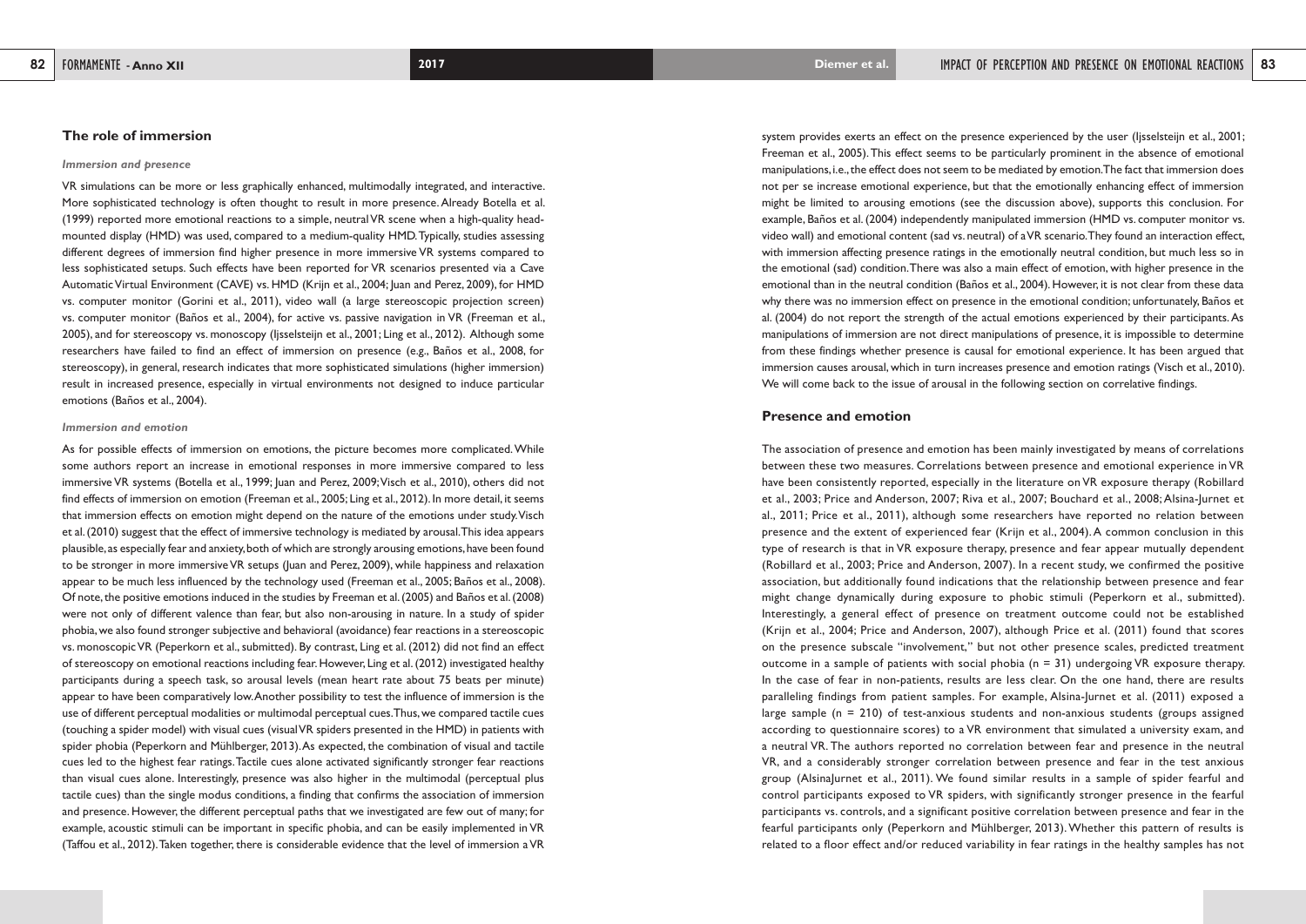## The role of immersion

### *Immersion and presence*

VR simulations can be more or less graphically enhanced, multimodally integrated, and interactive. More sophisticated technology is often thought to result in more presence. Already Botella et al. (1999) reported more emotional reactions to a simple, neutral VR scene when a high-quality head-mounted display (HMD) was used, compared to a medium-quality HMD. Typically, studies assessing different degrees of immersion find higher presence in more immersive VR systems compared to less sophisticated setups. Such effects have been reported for VR scenarios presented via a Cave Automatic Virtual Environment (CAVE) vs. HMD (Krijn et al., 2004; Juan and Perez, 2009), for HMD vs. computer monitor (Gorini et al., 2011), video wall (a large stereoscopic projection screen) vs. computer monitor (Baños et al., 2004), for active vs. passive navigation in VR (Freeman et al., 2005), and for stereoscopy vs. monoscopy (Ijsselsteijn et al., 2001; Ling et al., 2012). Although some researchers have failed to find an effect of immersion on presence (e.g., Baños et al., 2008, for stereoscopy), in general, research indicates that more sophisticated simulations (higher immersion) result in increased presence, especially in virtual environments not designed to induce particular emotions (Baños et al., 2004).

### *Immersion and emotion*

As for possible effects of immersion on emotions, the picture becomes more complicated. While some authors report an increase in emotional responses in more immersive compared to less immersive VR systems (Botella et al., 1999; Juan and Perez, 2009; Visch et al., 2010), others did not find effects of immersion on emotion (Freeman et al., 2005; Ling et al., 2012). In more detail, it seems that immersion effects on emotion might depend on the nature of the emotions under study. Visch et al. (2010) suggest that the effect of immersive technology is mediated by arousal. This idea appears plausible, as especially fear and anxiety, both of which are strongly arousing emotions, have been found to be stronger in more immersive VR setups (Juan and Perez, 2009), while happiness and relaxation appear to be much less influenced by the technology used (Freeman et al., 2005; Baños et al., 2008). Of note, the positive emotions induced in the studies by Freeman et al. (2005) and Baños et al. (2008) were not only of different valence than fear, but also non-arousing in nature. In a study of spider phobia, we also found stronger subjective and behavioral (avoidance) fear reactions in a stereoscopic vs. monoscopic VR (Peperkorn et al., submitted). By contrast, Ling et al. (2012) did not find an effect of stereoscopy on emotional reactions including fear. However, Ling et al. (2012) investigated healthy participants during a speech task, so arousal levels (mean heart rate about 75 beats per minute) appear to have been comparatively low. Another possibility to test the influence of immersion is the use of different perceptual modalities or multimodal perceptual cues. Thus, we compared tactile cues (touching a spider model) with visual cues (visual VR spiders presented in the HMD) in patients with spider phobia (Peperkorn and Mühlberger, 2013). As expected, the combination of visual and tactile cues led to the highest fear ratings. Tactile cues alone activated significantly stronger fear reactions than visual cues alone. Interestingly, presence was also higher in the multimodal (perceptual plus tactile cues) than the single modus conditions, a finding that confirms the association of immersion and presence. However, the different perceptual paths that we investigated are few out of many; for example, acoustic stimuli can be important in specific phobia, and can be easily implemented in VR (Taffou et al., 2012). Taken together, there is considerable evidence that the level of immersion a VR system provides exerts an effect on the presence experienced by the user (Ijsselsteijn et al., 2001; Freeman et al., 2005). This effect seems to be particularly prominent in the absence of emotional manipulations, i.e., the effect does not seem to be mediated by emotion. The fact that immersion does not per se increase emotional experience, but that the emotionally enhancing effect of immersion might be limited to arousing emotions (see the discussion above), supports this conclusion. For example, Baños et al. (2004) independently manipulated immersion (HMD vs. computer monitor vs. video wall) and emotional content (sad vs. neutral) of a VR scenario. They found an interaction effect, with immersion affecting presence ratings in the emotionally neutral condition, but much less so in the emotional (sad) condition. There was also a main effect of emotion, with higher presence in the emotional than in the neutral condition (Baños et al., 2004). However, it is not clear from these data why there was no immersion effect on presence in the emotional condition; unfortunately, Baños et al. (2004) do not report the strength of the actual emotions experienced by their participants. As manipulations of immersion are not direct manipulations of presence, it is impossible to determine from these findings whether presence is causal for emotional experience. It has been argued that immersion causes arousal, which in turn increases presence and emotion ratings (Visch et al., 2010). We will come back to the issue of arousal in the following section on correlative findings.

## Presence and emotion

The association of presence and emotion has been mainly investigated by means of correlations between these two measures. Correlations between presence and emotional experience in VR have been consistently reported, especially in the literature on VR exposure therapy (Robillard et al., 2003; Price and Anderson, 2007; Riva et al., 2007; Bouchard et al., 2008; Alsina-Jurnet et al., 2011; Price et al., 2011), although some researchers have reported no relation between presence and the extent of experienced fear (Krijn et al., 2004). A common conclusion in this type of research is that in VR exposure therapy, presence and fear appear mutually dependent (Robillard et al., 2003; Price and Anderson, 2007). In a recent study, we confirmed the positive association, but additionally found indications that the relationship between presence and fear might change dynamically during exposure to phobic stimuli (Peperkorn et al., submitted). Interestingly, a general effect of presence on treatment outcome could not be established (Krijn et al., 2004; Price and Anderson, 2007), although Price et al. (2011) found that scores on the presence subscale "involvement," but not other presence scales, predicted treatment outcome in a sample of patients with social phobia ($n = 31$) undergoing VR exposure therapy. In the case of fear in non-patients, results are less clear. On the one hand, there are results paralleling findings from patient samples. For example, Alsina-Jurnet et al. (2011) exposed a large sample ($n = 210$) of test-anxious students and non-anxious students (groups assigned according to questionnaire scores) to a VR environment that simulated a university exam, and a neutral VR. The authors reported no correlation between fear and presence in the neutral VR, and a considerably stronger correlation between presence and fear in the test anxious group (AlsinaJurnet et al., 2011). We found similar results in a sample of spider fearful and control participants exposed to VR spiders, with significantly stronger presence in the fearful participants vs. controls, and a significant positive correlation between presence and fear in the fearful participants only (Peperkorn and Mühlberger, 2013). Whether this pattern of results is related to a floor effect and/or reduced variability in fear ratings in the healthy samples has not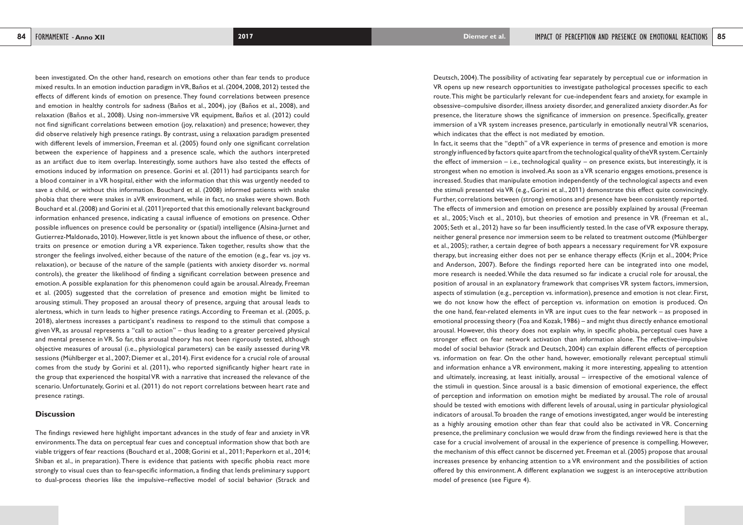been investigated. On the other hand, research on emotions other than fear tends to produce mixed results. In an emotion induction paradigm in VR, Baños et al. (2004, 2008, 2012) tested the effects of different kinds of emotion on presence. They found correlations between presence and emotion in healthy controls for sadness (Baños et al., 2004), joy (Baños et al., 2008), and relaxation (Baños et al., 2008). Using non-immersive VR equipment, Baños et al. (2012) could not find significant correlations between emotion (joy, relaxation) and presence; however, they did observe relatively high presence ratings. By contrast, using a relaxation paradigm presented with different levels of immersion, Freeman et al. (2005) found only one significant correlation between the experience of happiness and a presence scale, which the authors interpreted as an artifact due to item overlap. Interestingly, some authors have also tested the effects of emotions induced by information on presence. Gorini et al. (2011) had participants search for a blood container in a VR hospital, either with the information that this was urgently needed to save a child, or without this information. Bouchard et al. (2008) informed patients with snake phobia that there were snakes in aVR environment, while in fact, no snakes were shown. Both Bouchard et al. (2008) and Gorini et al. (2011)reported that this emotionally relevant background information enhanced presence, indicating a causal influence of emotions on presence. Other possible influences on presence could be personality or (spatial) intelligence (Alsina-Jurnet and Gutierrez-Maldonado, 2010). However, little is yet known about the influence of these, or other, traits on presence or emotion during a VR experience. Taken together, results show that the stronger the feelings involved, either because of the nature of the emotion (e.g., fear vs. joy vs. relaxation), or because of the nature of the sample (patients with anxiety disorder vs. normal controls), the greater the likelihood of finding a significant correlation between presence and emotion. A possible explanation for this phenomenon could again be arousal. Already, Freeman et al. (2005) suggested that the correlation of presence and emotion might be limited to arousing stimuli. They proposed an arousal theory of presence, arguing that arousal leads to alertness, which in turn leads to higher presence ratings. According to Freeman et al. (2005, p. 2018), alertness increases a participant's readiness to respond to the stimuli that compose a given VR, as arousal represents a "call to action" – thus leading to a greater perceived physical and mental presence in VR. So far, this arousal theory has not been rigorously tested, although objective measures of arousal (i.e., physiological parameters) can be easily assessed during VR sessions (Mühlberger et al., 2007; Diemer et al., 2014). First evidence for a crucial role of arousal comes from the study by Gorini et al. (2011), who reported significantly higher heart rate in the group that experienced the hospital VR with a narrative that increased the relevance of the scenario. Unfortunately, Gorini et al. (2011) do not report correlations between heart rate and presence ratings.

## Discussion

The findings reviewed here highlight important advances in the study of fear and anxiety in VR environments. The data on perceptual fear cues and conceptual information show that both are viable triggers of fear reactions (Bouchard et al., 2008; Gorini et al., 2011; Peperkorn et al., 2014; Shiban et al., in preparation). There is evidence that patients with specific phobia react more strongly to visual cues than to fear-specific information, a finding that lends preliminary support to dual-process theories like the impulsive–reflective model of social behavior (Strack and Deutsch, 2004). The possibility of activating fear separately by perceptual cue or information in VR opens up new research opportunities to investigate pathological processes specific to each route. This might be particularly relevant for cue-independent fears and anxiety, for example in obsessive–compulsive disorder, illness anxiety disorder, and generalized anxiety disorder. As for presence, the literature shows the significance of immersion on presence. Specifically, greater immersion of a VR system increases presence, particularly in emotionally neutral VR scenarios, which indicates that the effect is not mediated by emotion.

In fact, it seems that the "depth" of a VR experience in terms of presence and emotion is more strongly influenced by factors quite apart from the technological quality of the VR system. Certainly the effect of immersion – i.e., technological quality – on presence exists, but interestingly, it is strongest when no emotion is involved. As soon as a VR scenario engages emotions, presence is increased. Studies that manipulate emotion independently of the technological aspects and even the stimuli presented via VR (e.g., Gorini et al., 2011) demonstrate this effect quite convincingly. Further, correlations between (strong) emotions and presence have been consistently reported. The effects of immersion and emotion on presence are possibly explained by arousal (Freeman et al., 2005; Visch et al., 2010), but theories of emotion and presence in VR (Freeman et al., 2005; Seth et al., 2012) have so far been insufficiently tested. In the case of VR exposure therapy, neither general presence nor immersion seem to be related to treatment outcome (Mühlberger et al., 2005); rather, a certain degree of both appears a necessary requirement for VR exposure therapy, but increasing either does not per se enhance therapy effects (Krijn et al., 2004; Price and Anderson, 2007). Before the findings reported here can be integrated into one model, more research is needed. While the data resumed so far indicate a crucial role for arousal, the position of arousal in an explanatory framework that comprises VR system factors, immersion, aspects of stimulation (e.g., perception vs. information), presence and emotion is not clear. First, we do not know how the effect of perception vs. information on emotion is produced. On the one hand, fear-related elements in VR are input cues to the fear network – as proposed in emotional processing theory (Foa and Kozak, 1986) – and might thus directly enhance emotional arousal. However, this theory does not explain why, in specific phobia, perceptual cues have a stronger effect on fear network activation than information alone. The reflective–impulsive model of social behavior (Strack and Deutsch, 2004) can explain different effects of perception vs. information on fear. On the other hand, however, emotionally relevant perceptual stimuli and information enhance a VR environment, making it more interesting, appealing to attention and ultimately, increasing, at least initially, arousal – irrespective of the emotional valence of the stimuli in question. Since arousal is a basic dimension of emotional experience, the effect of perception and information on emotion might be mediated by arousal. The role of arousal should be tested with emotions with different levels of arousal, using in particular physiological indicators of arousal. To broaden the range of emotions investigated, anger would be interesting as a highly arousing emotion other than fear that could also be activated in VR. Concerning presence, the preliminary conclusion we would draw from the findings reviewed here is that the case for a crucial involvement of arousal in the experience of presence is compelling. However, the mechanism of this effect cannot be discerned yet. Freeman et al. (2005) propose that arousal increases presence by enhancing attention to a VR environment and the possibilities of action offered by this environment. A different explanation we suggest is an interoceptive attribution model of presence (see Figure 4).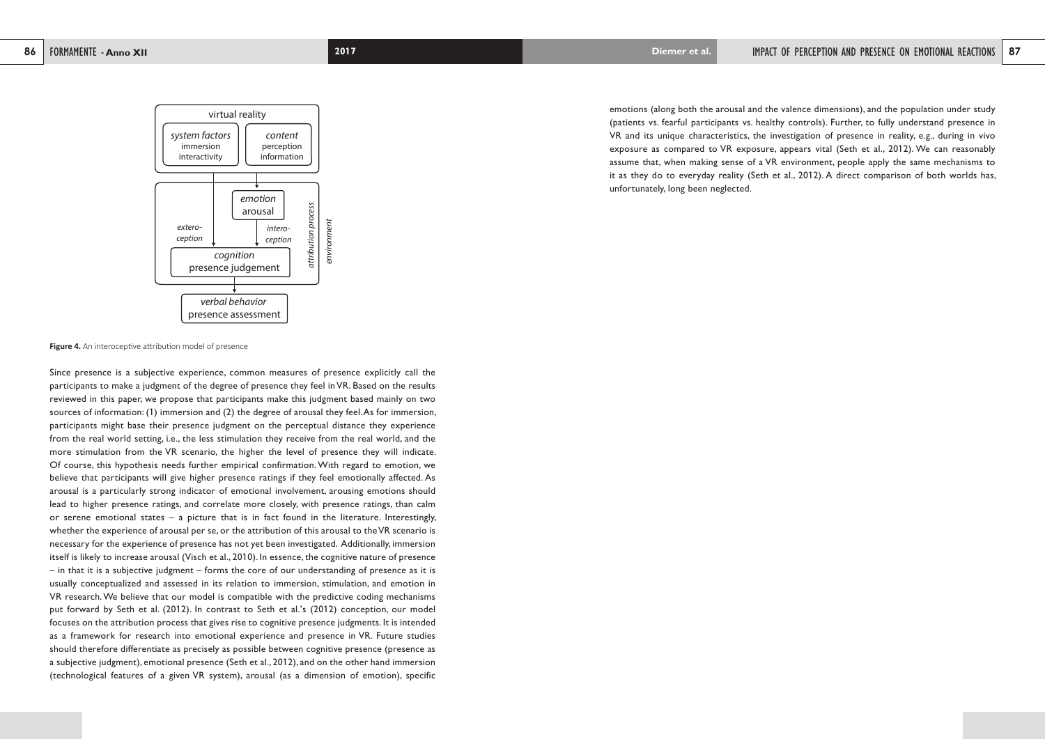Figure 4. An interoceptive attribution model of presence

Since presence is a subjective experience, common measures of presence explicitly call the participants to make a judgment of the degree of presence they feel in VR. Based on the results reviewed in this paper, we propose that participants make this judgment based mainly on two sources of information: (1) immersion and (2) the degree of arousal they feel. As for immersion, participants might base their presence judgment on the perceptual distance they experience from the real world setting, i.e., the less stimulation they receive from the real world, and the more stimulation from the VR scenario, the higher the level of presence they will indicate. Of course, this hypothesis needs further empirical confirmation. With regard to emotion, we believe that participants will give higher presence ratings if they feel emotionally affected. As arousal is a particularly strong indicator of emotional involvement, arousing emotions should lead to higher presence ratings, and correlate more closely, with presence ratings, than calm or serene emotional states – a picture that is in fact found in the literature. Interestingly, whether the experience of arousal per se, or the attribution of this arousal to the VR scenario is necessary for the experience of presence has not yet been investigated. Additionally, immersion itself is likely to increase arousal (Visch et al., 2010). In essence, the cognitive nature of presence – in that it is a subjective judgment – forms the core of our understanding of presence as it is usually conceptualized and assessed in its relation to immersion, stimulation, and emotion in VR research. We believe that our model is compatible with the predictive coding mechanisms put forward by Seth et al. (2012). In contrast to Seth et al.'s (2012) conception, our model focuses on the attribution process that gives rise to cognitive presence judgments. It is intended as a framework for research into emotional experience and presence in VR. Future studies should therefore differentiate as precisely as possible between cognitive presence (presence as a subjective judgment), emotional presence (Seth et al., 2012), and on the other hand immersion (technological features of a given VR system), arousal (as a dimension of emotion), specific emotions (along both the arousal and the valence dimensions), and the population under study (patients vs. fearful participants vs. healthy controls). Further, to fully understand presence in VR and its unique characteristics, the investigation of presence in reality, e.g., during in vivo exposure as compared to VR exposure, appears vital (Seth et al., 2012). We can reasonably assume that, when making sense of a VR environment, people apply the same mechanisms to it as they do to everyday reality (Seth et al., 2012). A direct comparison of both worlds has, unfortunately, long been neglected.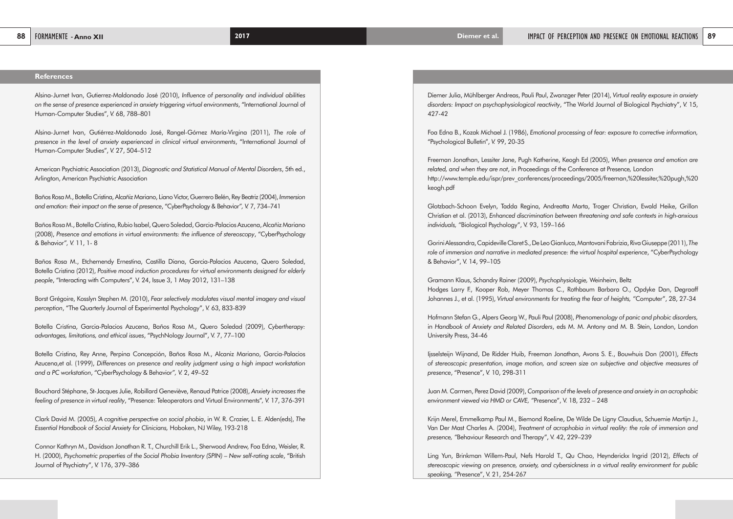## References

Alsina-Jurnet Ivan, Gutierrez-Maldonado José (2010), *Influence of personality and individual abilities on the sense of presence experienced in anxiety triggering virtual environments*, "International Journal of Human-Computer Studies", V. 68, 788–801

Alsina-Jurnet Ivan, Gutiérrez-Maldonado José, Rangel-Gómez María-Virgina (2011), *The role of presence in the level of anxiety experienced in clinical virtual environments*, "International Journal of Human-Computer Studies", V. 27, 504–512

American Psychiatric Association (2013), *Diagnostic and Statistical Manual of Mental Disorders*, 5th ed., Arlington, American Psychiatric Association

Baños Rosa M., Botella Cristina, Alcañiz Mariano, Liano Victor, Guerrero Belén, Rey Beatriz (2004), *Immersion and emotion: their impact on the sense of presence*, "CyberPsychology & Behavior", V. 7, 734–741

Baños Rosa M., Botella Cristina, Rubio Isabel, Quero Soledad, Garcia-Palacios Azucena, Alcañiz Mariano (2008), *Presence and emotions in virtual environments: the influence of stereoscopy*, "CyberPsychology & Behavior", V. 11, 1- 8

Baños Rosa M., Etchemendy Ernestina, Castilla Diana, Garcia-Palacios Azucena, Quero Soledad, Botella Cristina (2012), *Positive mood induction procedures for virtual environments designed for elderly people*, "Interacting with Computers", V. 24, Issue 3, 1 May 2012, 131–138

Borst Grégoire, Kosslyn Stephen M. (2010), *Fear selectively modulates visual mental imagery and visual perception*, "The Quarterly Journal of Experimental Psychology", V. 63, 833-839

Botella Cristina, Garcia-Palacios Azucena, Baños Rosa M., Quero Soledad (2009), *Cybertherapy: advantages, limitations, and ethical issues*, "PsychNology Journal", V. 7, 77–100

Botella Cristina, Rey Anne, Perpina Concepción, Baños Rosa M., Alcaniz Mariano, Garcia-Palacios Azucena,et al. (1999), *Differences on presence and reality judgment using a high impact workstation and a PC workstation*, "CyberPsychology & Behavior", V. 2, 49–52

Bouchard Stéphane, St-Jacques Julie, Robillard Geneviève, Renaud Patrice (2008), *Anxiety increases the feeling of presence in virtual reality*, "Presence: Teleoperators and Virtual Environments", V. 17, 376-391

Clark David M. (2005), *A cognitive perspective on social phobia*, in W. R. Crozier, L. E. Alden(eds), *The Essential Handbook of Social Anxiety for Clinicians,* Hoboken, NJ Wiley, 193-218

Connor Kathryn M., Davidson Jonathan R. T., Churchill Erik L., Sherwood Andrew, Foa Edna, Weisler, R. H. (2000), *Psychometric properties of the Social Phobia Inventory (SPIN) – New self-rating scale*, "British Journal of Psychiatry", V. 176, 379–386

Diemer Julia, Mühlberger Andreas, Pauli Paul, Zwanzger Peter (2014), *Virtual reality exposure in anxiety disorders: Impact on psychophysiological reactivity*, "The World Journal of Biological Psychiatry", V. 15, 427-42

Foa Edna B., Kozak Michael J. (1986), *Emotional processing of fear: exposure to corrective information,* "Psychological Bulletin", V. 99, 20-35

Freeman Jonathan, Lessiter Jane, Pugh Katherine, Keogh Ed (2005), *When presence and emotion are related, and when they are not*, in Proceedings of the Conference at Presence, London http://www.temple.edu/ispr/prev_conferences/proceedings/2005/freeman,%20lessiter,%20pugh,%20keogh.pdf

Glotzbach-Schoon Evelyn, Tadda Regina, Andreatta Marta, Troger Christian, Ewald Heike, Grillon Christian et al. (2013), *Enhanced discrimination between threatening and safe contexts in high-anxious individuals,* "Biological Psychology", V. 93, 159–166

Gorini Alessandra, Capideville Claret S., De Leo Gianluca, Mantovani Fabrizia, Riva Giuseppe (2011), *The role of immersion and narrative in mediated presence: the virtual hospital experience*, "CyberPsychology & Behavior", V. 14, 99–105

Gramann Klaus, Schandry Rainer (2009), *Psychophysiologie,* Weinheim, Beltz

Hodges Larry F., Kooper Rob, Meyer Thomas C., Rothbaum Barbara O., Opdyke Dan, Degraaff Johannes J., et al. (1995), *Virtual environments for treating the fear of heights,* "Computer", 28, 27-34

Hofmann Stefan G., Alpers Georg W., Pauli Paul (2008), *Phenomenology of panic and phobic disorders,* in *Handbook of Anxiety and Related Disorders*, eds M. M. Antony and M. B. Stein, London, London University Press, 34-46

Ijsselsteijn Wijnand, De Ridder Huib, Freeman Jonathan, Avons S. E., Bouwhuis Don (2001), *Effects of stereoscopic presentation, image motion, and screen size on subjective and objective measures of presence*, "Presence", V. 10, 298-311

Juan M. Carmen, Perez David (2009), *Comparison of the levels of presence and anxiety in an acrophobic environment viewed via HMD or CAVE,* "Presence", V. 18, 232 – 248

Krijn Merel, Emmelkamp Paul M., Biemond Roeline, De Wilde De Ligny Claudius, Schuemie Martijn J., Van Der Mast Charles A. (2004), *Treatment of acrophobia in virtual reality: the role of immersion and presence,* "Behaviour Research and Therapy", V. 42, 229–239

Ling Yun, Brinkman Willem-Paul, Nefs Harold T., Qu Chao, Heynderickx Ingrid (2012), *Effects of stereoscopic viewing on presence, anxiety, and cybersickness in a virtual reality environment for public speaking,* "Presence", V. 21, 254-267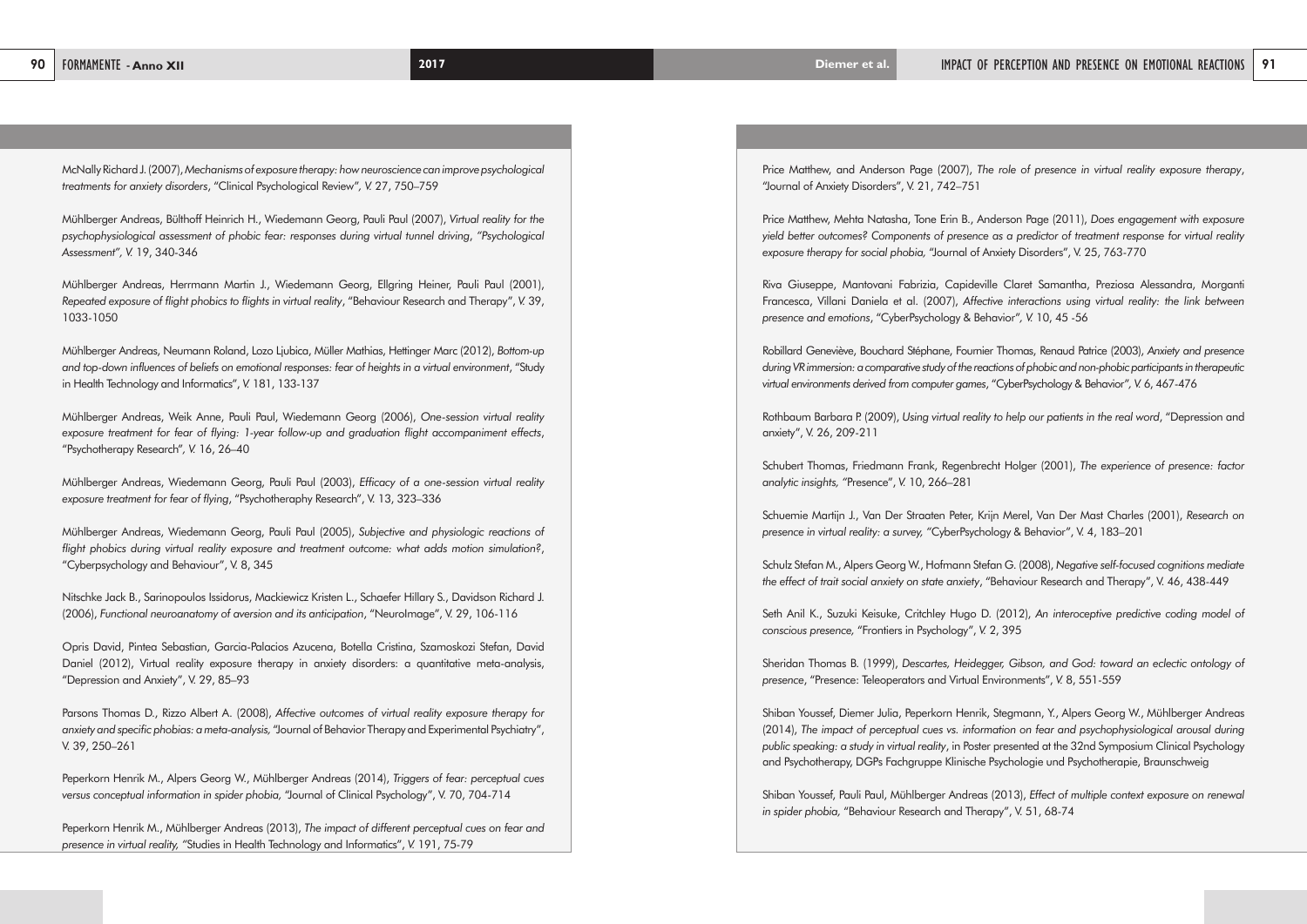McNally Richard J. (2007), *Mechanisms of exposure therapy: how neuroscience can improve psychological treatments for anxiety disorders*, "Clinical Psychological Review", V. 27, 750–759

Mühlberger Andreas, Bülthoff Heinrich H., Wiedemann Georg, Pauli Paul (2007), *Virtual reality for the psychophysiological assessment of phobic fear: responses during virtual tunnel driving*, "Psychological Assessment", V. 19, 340-346

Mühlberger Andreas, Herrmann Martin J., Wiedemann Georg, Ellgring Heiner, Pauli Paul (2001), *Repeated exposure of flight phobics to flights in virtual reality*, "Behaviour Research and Therapy", V. 39, 1033-1050

Mühlberger Andreas, Neumann Roland, Lozo Ljubica, Müller Mathias, Hettinger Marc (2012), *Bottom-up and top-down influences of beliefs on emotional responses: fear of heights in a virtual environment*, "Study in Health Technology and Informatics", V. 181, 133-137

Mühlberger Andreas, Weik Anne, Pauli Paul, Wiedemann Georg (2006), *One-session virtual reality exposure treatment for fear of flying: 1-year follow-up and graduation flight accompaniment effects*, "Psychotherapy Research", V. 16, 26–40

Mühlberger Andreas, Wiedemann Georg, Pauli Paul (2003), *Efficacy of a one-session virtual reality exposure treatment for fear of flying*, "Psychotheraphy Research", V. 13, 323–336

Mühlberger Andreas, Wiedemann Georg, Pauli Paul (2005), *Subjective and physiologic reactions of flight phobics during virtual reality exposure and treatment outcome: what adds motion simulation?*, "Cyberpsychology and Behaviour", V. 8, 345

Nitschke Jack B., Sarinopoulos Issidorus, Mackiewicz Kristen L., Schaefer Hillary S., Davidson Richard J. (2006), *Functional neuroanatomy of aversion and its anticipation*, "NeuroImage", V. 29, 106-116

Opris David, Pintea Sebastian, Garcia-Palacios Azucena, Botella Cristina, Szamoskozi Stefan, David Daniel (2012), Virtual reality exposure therapy in anxiety disorders: a quantitative meta-analysis, "Depression and Anxiety", V. 29, 85–93

Parsons Thomas D., Rizzo Albert A. (2008), *Affective outcomes of virtual reality exposure therapy for anxiety and specific phobias: a meta-analysis,* "Journal of Behavior Therapy and Experimental Psychiatry", V. 39, 250–261

Peperkorn Henrik M., Alpers Georg W., Mühlberger Andreas (2014), *Triggers of fear: perceptual cues versus conceptual information in spider phobia,* "Journal of Clinical Psychology", V. 70, 704-714

Peperkorn Henrik M., Mühlberger Andreas (2013), *The impact of different perceptual cues on fear and presence in virtual reality,* "Studies in Health Technology and Informatics", V. 191, 75-79

Price Matthew, and Anderson Page (2007), *The role of presence in virtual reality exposure therapy*, "Journal of Anxiety Disorders", V. 21, 742–751

Price Matthew, Mehta Natasha, Tone Erin B., Anderson Page (2011), *Does engagement with exposure yield better outcomes? Components of presence as a predictor of treatment response for virtual reality exposure therapy for social phobia,* "Journal of Anxiety Disorders", V. 25, 763-770

Riva Giuseppe, Mantovani Fabrizia, Capideville Claret Samantha, Preziosa Alessandra, Morganti Francesca, Villani Daniela et al. (2007), *Affective interactions using virtual reality: the link between presence and emotions*, "CyberPsychology & Behavior", V. 10, 45 -56

Robillard Geneviève, Bouchard Stéphane, Fournier Thomas, Renaud Patrice (2003), *Anxiety and presence during VR immersion: a comparative study of the reactions of phobic and non-phobic participants in therapeutic virtual environments derived from computer games*, "CyberPsychology & Behavior", V. 6, 467-476

Rothbaum Barbara P. (2009), *Using virtual reality to help our patients in the real word*, "Depression and anxiety", V. 26, 209-211

Schubert Thomas, Friedmann Frank, Regenbrecht Holger (2001), *The experience of presence: factor analytic insights,* "Presence", V. 10, 266–281

Schuemie Martijn J., Van Der Straaten Peter, Krijn Merel, Van Der Mast Charles (2001), *Research on presence in virtual reality: a survey,* "CyberPsychology & Behavior", V. 4, 183–201

Schulz Stefan M., Alpers Georg W., Hofmann Stefan G. (2008), *Negative self-focused cognitions mediate the effect of trait social anxiety on state anxiety*, "Behaviour Research and Therapy", V. 46, 438-449

Seth Anil K., Suzuki Keisuke, Critchley Hugo D. (2012), *An interoceptive predictive coding model of conscious presence,* "Frontiers in Psychology", V. 2, 395

Sheridan Thomas B. (1999), *Descartes, Heidegger, Gibson, and God: toward an eclectic ontology of presence*, "Presence: Teleoperators and Virtual Environments", V. 8, 551-559

Shiban Youssef, Diemer Julia, Peperkorn Henrik, Stegmann, Y., Alpers Georg W., Mühlberger Andreas (2014), *The impact of perceptual cues vs. information on fear and psychophysiological arousal during public speaking: a study in virtual reality*, in Poster presented at the 32nd Symposium Clinical Psychology and Psychotherapy, DGPs Fachgruppe Klinische Psychologie und Psychotherapie, Braunschweig

Shiban Youssef, Pauli Paul, Mühlberger Andreas (2013), *Effect of multiple context exposure on renewal in spider phobia,* "Behaviour Research and Therapy", V. 51, 68-74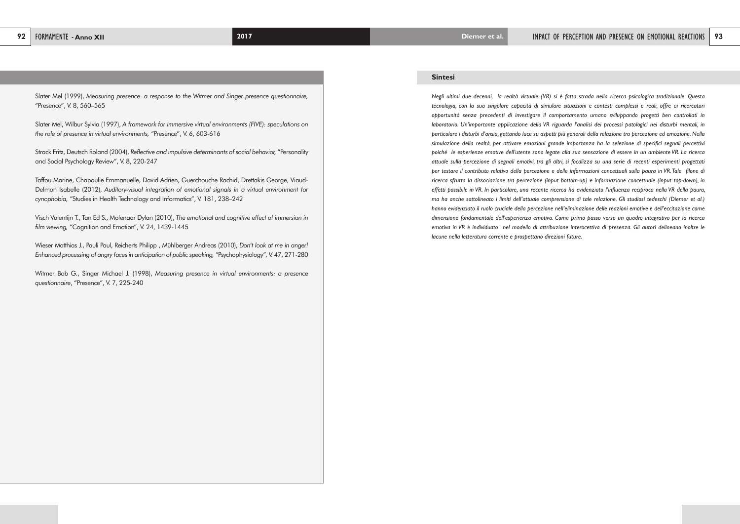Slater Mel (1999), *Measuring presence: a response to the Witmer and Singer presence questionnaire,* "Presence", V. 8, 560–565

Slater Mel, Wilbur Sylvia (1997), *A framework for immersive virtual environments (FIVE): speculations on the role of presence in virtual environments,* "Presence", V. 6, 603-616

Strack Fritz, Deutsch Roland (2004), *Reflective and impulsive determinants of social behavior,* "Personality and Social Psychology Review", V. 8, 220-247

Taffou Marine, Chapoulie Emmanuelle, David Adrien, Guerchouche Rachid, Drettakis George, Viaud-Delmon Isabelle (2012), *Auditory-visual integration of emotional signals in a virtual environment for cynophobia,* "Studies in Health Technology and Informatics", V. 181, 238–242

Visch Valentijn T., Tan Ed S., Molenaar Dylan (2010), *The emotional and cognitive effect of immersion in film viewing,* "Cognition and Emotion", V. 24, 1439-1445

Wieser Matthias J., Pauli Paul, Reicherts Philipp , Mühlberger Andreas (2010), *Don't look at me in anger! Enhanced processing of angry faces in anticipation of public speaking,* "Psychophysiology", V. 47, 271-280

Witmer Bob G., Singer Michael J. (1998), *Measuring presence in virtual environments: a presence questionnaire*, "Presence", V. 7, 225-240

## Sintesi

*Negli ultimi due decenni, la realtà virtuale (VR) si è fatta strada nella ricerca psicologica tradizionale. Questa tecnologia, con la sua singolare capacità di simulare situazioni e contesti complessi e reali, offre ai ricercatori opportunità senza precedenti di investigare il comportamento umano sviluppando progetti ben controllati in laboratorio. Un'importante applicazione della VR riguarda l'analisi dei processi patologici nei disturbi mentali, in particolare i disturbi d'ansia, gettando luce su aspetti più generali della relazione tra percezione ed emozione. Nella simulazione della realtà, per attivare emozioni grande importanza ha la selezione di specifici segnali percettivi poiché le esperienze emotive dell'utente sono legate alla sua sensazione di essere in un ambiente VR. La ricerca attuale sulla percezione di segnali emotivi, tra gli altri, si focalizza su una serie di recenti esperimenti progettati per testare il contributo relativo della percezione e delle informazioni concettuali sulla paura in VR. Tale filone di ricerca sfrutta la dissociazione tra percezione (input bottom-up) e informazione concettuale (input top-down), in effetti possibile in VR. In particolare, una recente ricerca ha evidenziato l'influenza reciproca nella VR della paura, ma ha anche sottolineato i limiti dell'attuale comprensione di tale relazione. Gli studiosi tedeschi (Diemer et al.) hanno evidenziato il ruolo cruciale della percezione nell'eliminazione delle reazioni emotive e dell'eccitazione come dimensione fondamentale dell'esperienza emotiva. Come primo passo verso un quadro integrativo per la ricerca emotiva in VR è individuato nel modello di attribuzione interocettiva di presenza. Gli autori delineano inoltre le lacune nella letteratura corrente e prospettano direzioni future.*